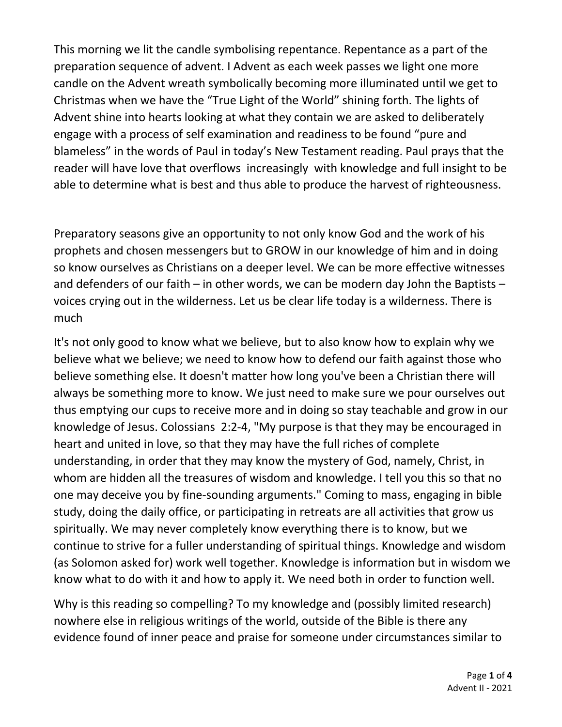This morning we lit the candle symbolising repentance. Repentance as a part of the preparation sequence of advent. I Advent as each week passes we light one more candle on the Advent wreath symbolically becoming more illuminated until we get to Christmas when we have the "True Light of the World" shining forth. The lights of Advent shine into hearts looking at what they contain we are asked to deliberately engage with a process of self examination and readiness to be found "pure and blameless" in the words of Paul in today's New Testament reading. Paul prays that the reader will have love that overflows increasingly with knowledge and full insight to be able to determine what is best and thus able to produce the harvest of righteousness.

Preparatory seasons give an opportunity to not only know God and the work of his prophets and chosen messengers but to GROW in our knowledge of him and in doing so know ourselves as Christians on a deeper level. We can be more effective witnesses and defenders of our faith – in other words, we can be modern day John the Baptists – voices crying out in the wilderness. Let us be clear life today is a wilderness. There is much

It's not only good to know what we believe, but to also know how to explain why we believe what we believe; we need to know how to defend our faith against those who believe something else. It doesn't matter how long you've been a Christian there will always be something more to know. We just need to make sure we pour ourselves out thus emptying our cups to receive more and in doing so stay teachable and grow in our knowledge of Jesus. Colossians 2:2-4, "My purpose is that they may be encouraged in heart and united in love, so that they may have the full riches of complete understanding, in order that they may know the mystery of God, namely, Christ, in whom are hidden all the treasures of wisdom and knowledge. I tell you this so that no one may deceive you by fine-sounding arguments." Coming to mass, engaging in bible study, doing the daily office, or participating in retreats are all activities that grow us spiritually. We may never completely know everything there is to know, but we continue to strive for a fuller understanding of spiritual things. Knowledge and wisdom (as Solomon asked for) work well together. Knowledge is information but in wisdom we know what to do with it and how to apply it. We need both in order to function well.

Why is this reading so compelling? To my knowledge and (possibly limited research) nowhere else in religious writings of the world, outside of the Bible is there any evidence found of inner peace and praise for someone under circumstances similar to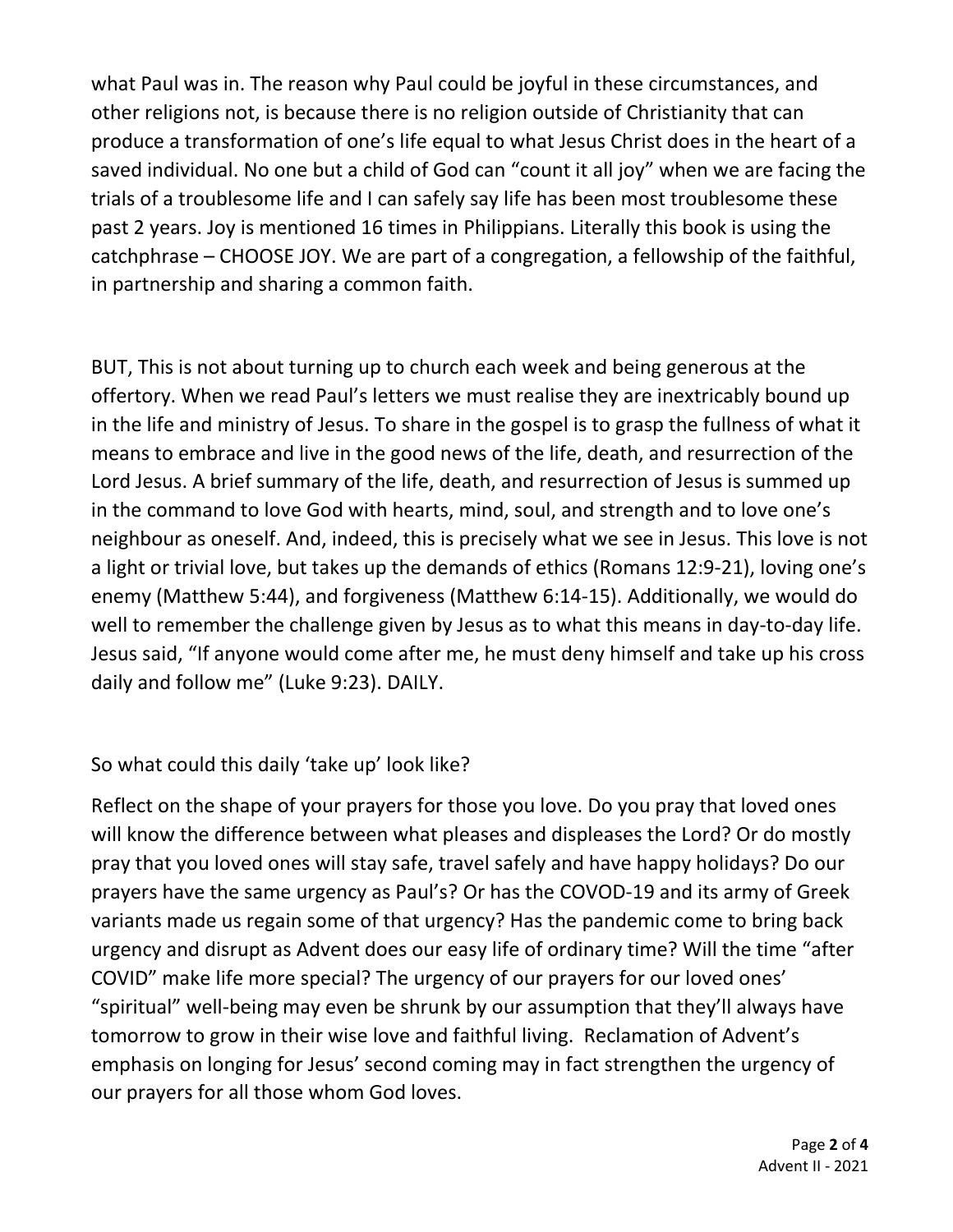what Paul was in. The reason why Paul could be joyful in these circumstances, and other religions not, is because there is no religion outside of Christianity that can produce a transformation of one's life equal to what Jesus Christ does in the heart of a saved individual. No one but a child of God can "count it all joy" when we are facing the trials of a troublesome life and I can safely say life has been most troublesome these past 2 years. Joy is mentioned 16 times in Philippians. Literally this book is using the catchphrase – CHOOSE JOY. We are part of a congregation, a fellowship of the faithful, in partnership and sharing a common faith.

BUT, This is not about turning up to church each week and being generous at the offertory. When we read Paul's letters we must realise they are inextricably bound up in the life and ministry of Jesus. To share in the gospel is to grasp the fullness of what it means to embrace and live in the good news of the life, death, and resurrection of the Lord Jesus. A brief summary of the life, death, and resurrection of Jesus is summed up in the command to love God with hearts, mind, soul, and strength and to love one's neighbour as oneself. And, indeed, this is precisely what we see in Jesus. This love is not a light or trivial love, but takes up the demands of ethics (Romans 12:9-21), loving one's enemy (Matthew 5:44), and forgiveness (Matthew 6:14-15). Additionally, we would do well to remember the challenge given by Jesus as to what this means in day-to-day life. Jesus said, "If anyone would come after me, he must deny himself and take up his cross daily and follow me" (Luke 9:23). DAILY.

So what could this daily 'take up' look like?

Reflect on the shape of your prayers for those you love. Do you pray that loved ones will know the difference between what pleases and displeases the Lord? Or do mostly pray that you loved ones will stay safe, travel safely and have happy holidays? Do our prayers have the same urgency as Paul's? Or has the COVOD-19 and its army of Greek variants made us regain some of that urgency? Has the pandemic come to bring back urgency and disrupt as Advent does our easy life of ordinary time? Will the time "after COVID" make life more special? The urgency of our prayers for our loved ones' "spiritual" well-being may even be shrunk by our assumption that they'll always have tomorrow to grow in their wise love and faithful living. Reclamation of Advent's emphasis on longing for Jesus' second coming may in fact strengthen the urgency of our prayers for all those whom God loves.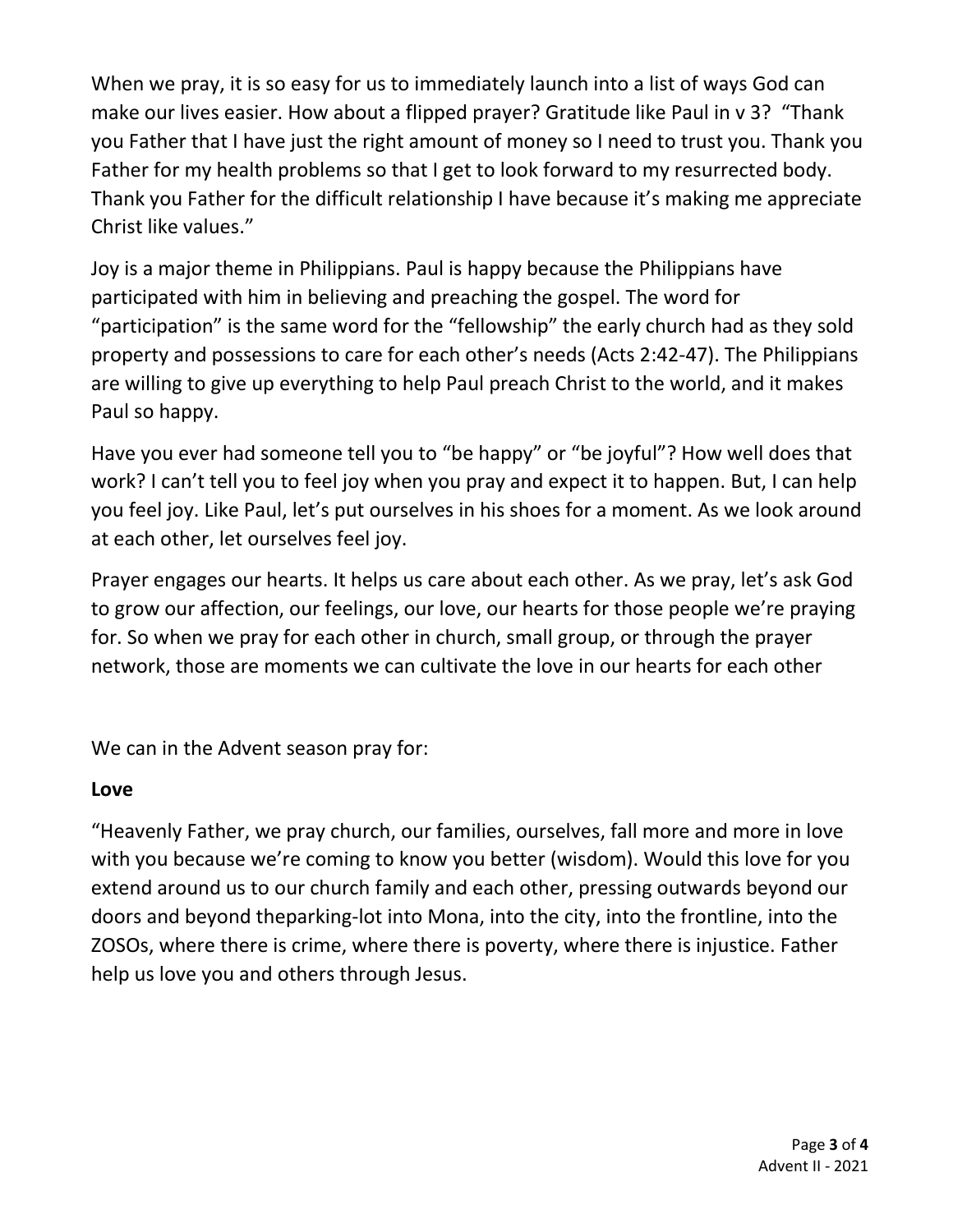When we pray, it is so easy for us to immediately launch into a list of ways God can make our lives easier. How about a flipped prayer? Gratitude like Paul in v 3? "Thank you Father that I have just the right amount of money so I need to trust you. Thank you Father for my health problems so that I get to look forward to my resurrected body. Thank you Father for the difficult relationship I have because it's making me appreciate Christ like values."

Joy is a major theme in Philippians. Paul is happy because the Philippians have participated with him in believing and preaching the gospel. The word for "participation" is the same word for the "fellowship" the early church had as they sold property and possessions to care for each other's needs (Acts 2:42-47). The Philippians are willing to give up everything to help Paul preach Christ to the world, and it makes Paul so happy.

Have you ever had someone tell you to "be happy" or "be joyful"? How well does that work? I can't tell you to feel joy when you pray and expect it to happen. But, I can help you feel joy. Like Paul, let's put ourselves in his shoes for a moment. As we look around at each other, let ourselves feel joy.

Prayer engages our hearts. It helps us care about each other. As we pray, let's ask God to grow our affection, our feelings, our love, our hearts for those people we're praying for. So when we pray for each other in church, small group, or through the prayer network, those are moments we can cultivate the love in our hearts for each other

We can in the Advent season pray for:

**Love**

"Heavenly Father, we pray church, our families, ourselves, fall more and more in love with you because we're coming to know you better (wisdom). Would this love for you extend around us to our church family and each other, pressing outwards beyond our doors and beyond theparking-lot into Mona, into the city, into the frontline, into the ZOSOs, where there is crime, where there is poverty, where there is injustice. Father help us love you and others through Jesus.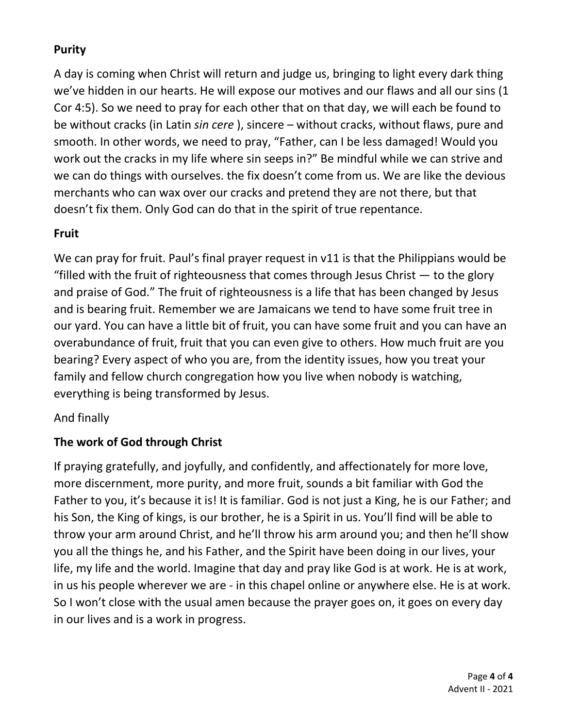**Purity**

A day is coming when Christ will return and judge us, bringing to light every dark thing we've hidden in our hearts. He will expose our motives and our flaws and all our sins (1 Cor 4:5). So we need to pray for each other that on that day, we will each be found to be without cracks (in Latin *sin cere* ), sincere – without cracks, without flaws, pure and smooth. In other words, we need to pray, "Father, can I be less damaged! Would you work out the cracks in my life where sin seeps in?" Be mindful while we can strive and we can do things with ourselves. the fix doesn't come from us. We are like the devious merchants who can wax over our cracks and pretend they are not there, but that doesn't fix them. Only God can do that in the spirit of true repentance.

**Fruit**

We can pray for fruit. Paul's final prayer request in v11 is that the Philippians would be "filled with the fruit of righteousness that comes through Jesus Christ — to the glory and praise of God." The fruit of righteousness is a life that has been changed by Jesus and is bearing fruit. Remember we are Jamaicans we tend to have some fruit tree in our yard. You can have a little bit of fruit, you can have some fruit and you can have an overabundance of fruit, fruit that you can even give to others. How much fruit are you bearing? Every aspect of who you are, from the identity issues, how you treat your family and fellow church congregation how you live when nobody is watching, everything is being transformed by Jesus.

And finally

**The work of God through Christ**

If praying gratefully, and joyfully, and confidently, and affectionately for more love, more discernment, more purity, and more fruit, sounds a bit familiar with God the Father to you, it's because it is! It is familiar. God is not just a King, he is our Father; and his Son, the King of kings, is our brother, he is a Spirit in us. You'll find will be able to throw your arm around Christ, and he'll throw his arm around you; and then he'll show you all the things he, and his Father, and the Spirit have been doing in our lives, your life, my life and the world. Imagine that day and pray like God is at work. He is at work, in us his people wherever we are - in this chapel online or anywhere else. He is at work. So I won't close with the usual amen because the prayer goes on, it goes on every day in our lives and is a work in progress.